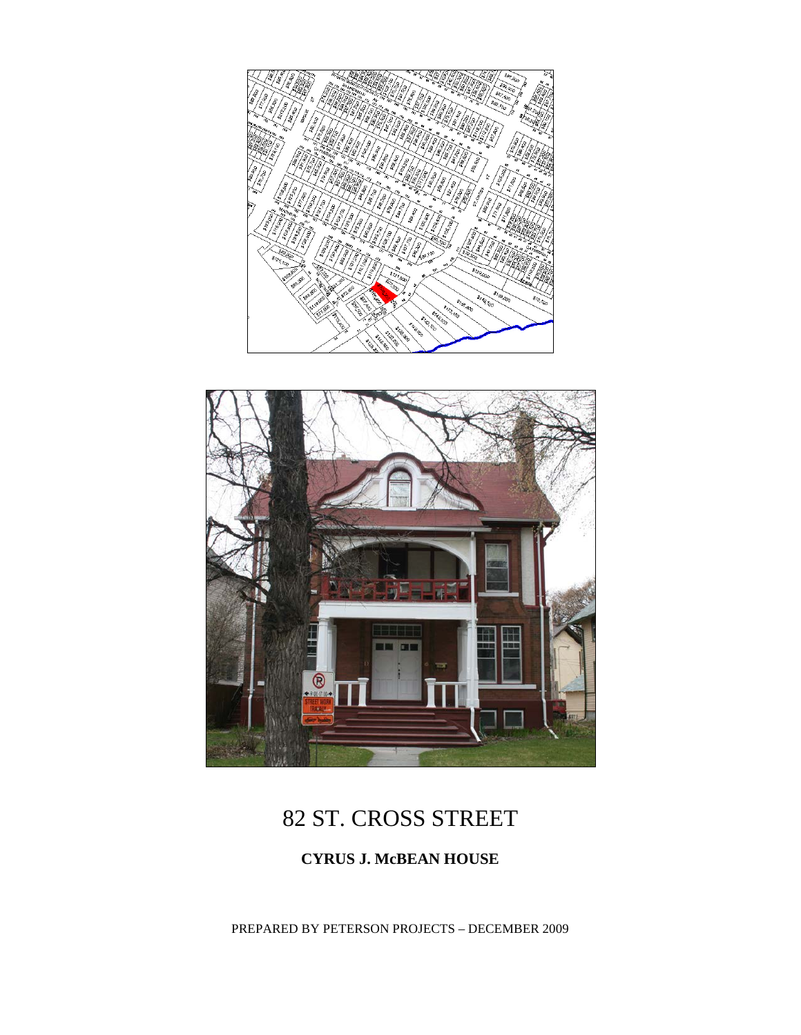# 82 ST. CROSS STREET

## CYRUS J. McBEAN HOUSE

PREPARED BY PETERSON PROJECTS – DECEMBER 2009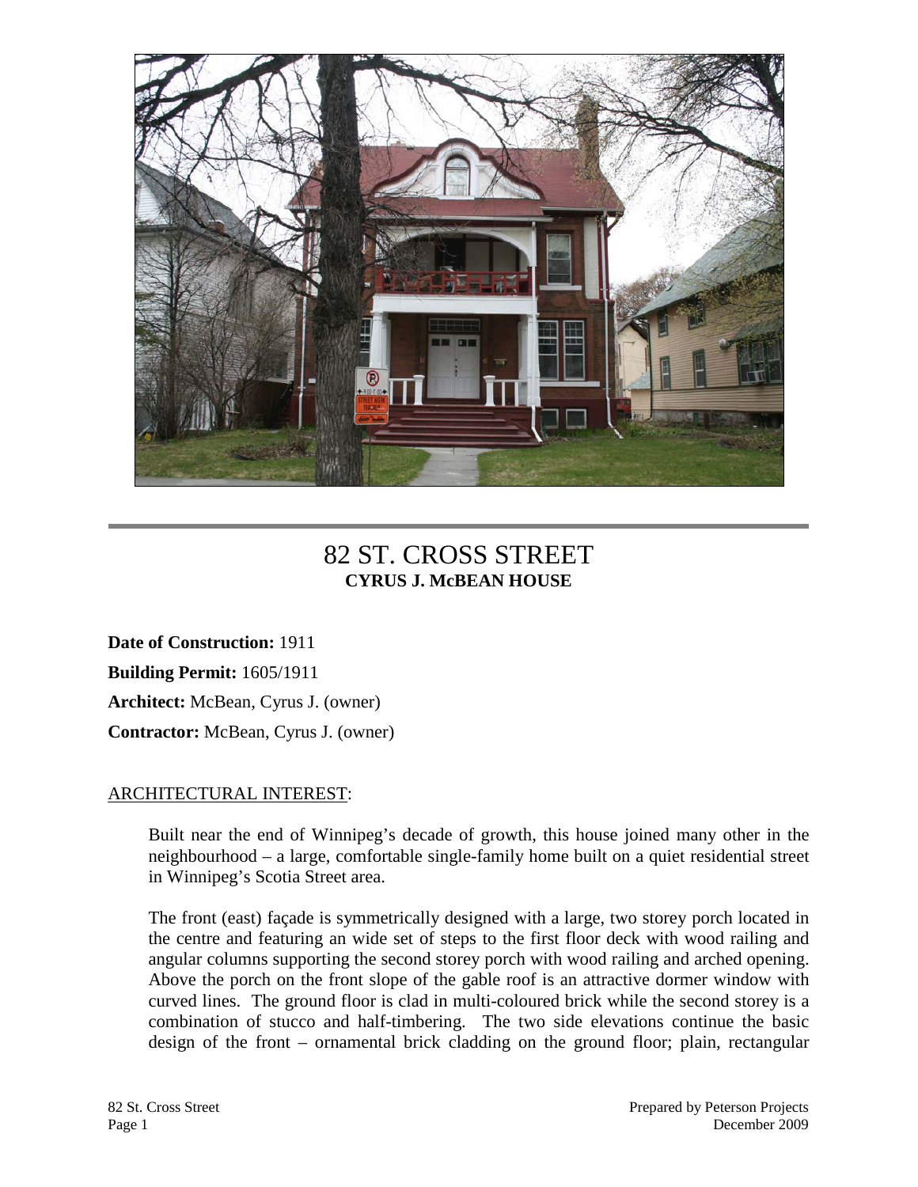# 82 ST. CROSS STREET
## CYRUS J. McBEAN HOUSE

**Date of Construction:** 1911

**Building Permit:** 1605/1911

**Architect:** McBean, Cyrus J. (owner)

**Contractor:** McBean, Cyrus J. (owner)

ARCHITECTURAL INTEREST:

Built near the end of Winnipeg's decade of growth, this house joined many other in the neighbourhood – a large, comfortable single-family home built on a quiet residential street in Winnipeg's Scotia Street area.

The front (east) façade is symmetrically designed with a large, two storey porch located in the centre and featuring an wide set of steps to the first floor deck with wood railing and angular columns supporting the second storey porch with wood railing and arched opening. Above the porch on the front slope of the gable roof is an attractive dormer window with curved lines. The ground floor is clad in multi-coloured brick while the second storey is a combination of stucco and half-timbering. The two side elevations continue the basic design of the front – ornamental brick cladding on the ground floor; plain, rectangular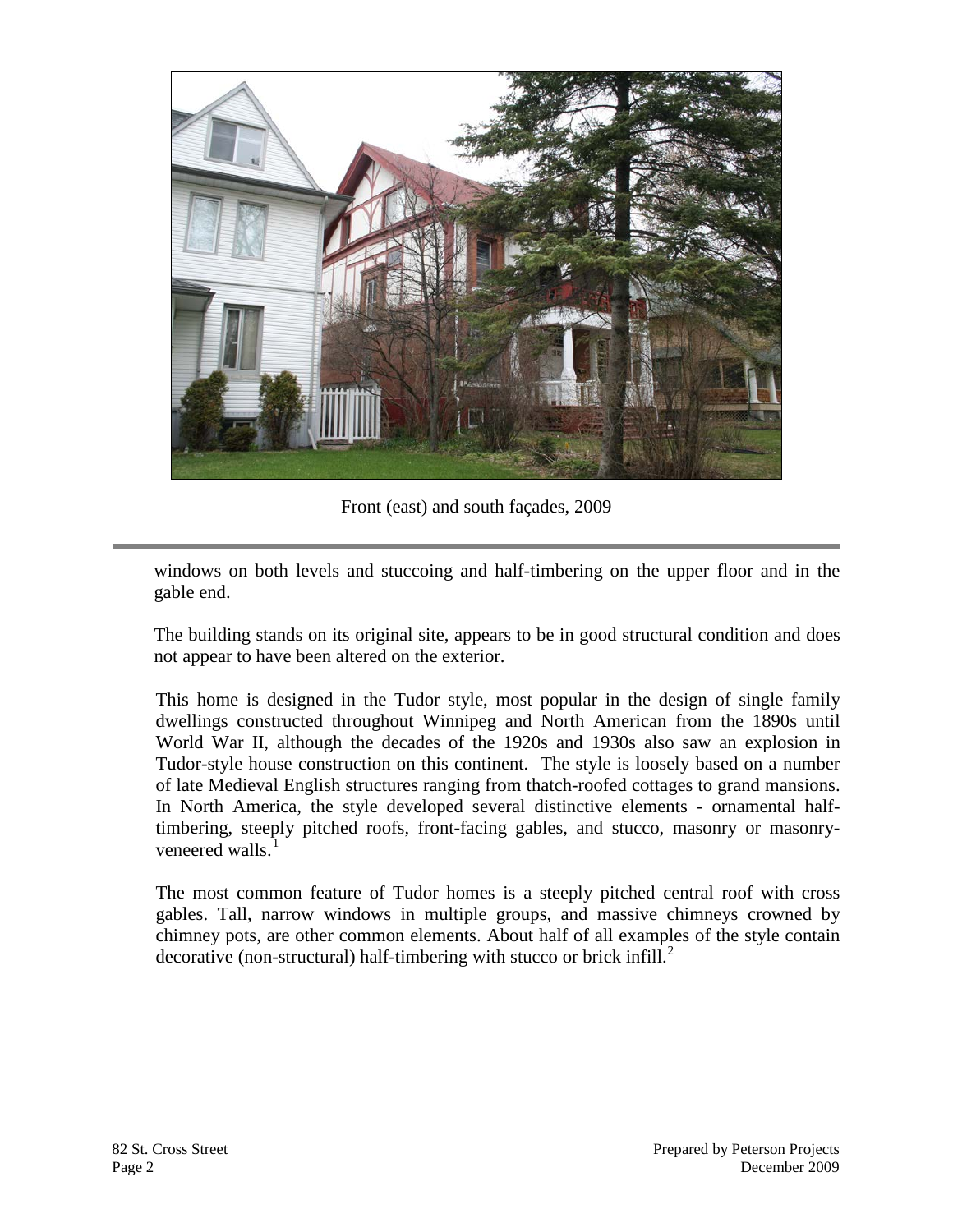Front (east) and south façades, 2009

windows on both levels and stuccoing and half-timbering on the upper floor and in the gable end.

The building stands on its original site, appears to be in good structural condition and does not appear to have been altered on the exterior.

This home is designed in the Tudor style, most popular in the design of single family dwellings constructed throughout Winnipeg and North American from the 1890s until World War II, although the decades of the 1920s and 1930s also saw an explosion in Tudor-style house construction on this continent. The style is loosely based on a number of late Medieval English structures ranging from thatch-roofed cottages to grand mansions. In North America, the style developed several distinctive elements - ornamental half-timbering, steeply pitched roofs, front-facing gables, and stucco, masonry or masonry-veneered walls.[1]

The most common feature of Tudor homes is a steeply pitched central roof with cross gables. Tall, narrow windows in multiple groups, and massive chimneys crowned by chimney pots, are other common elements. About half of all examples of the style contain decorative (non-structural) half-timbering with stucco or brick infill.[2]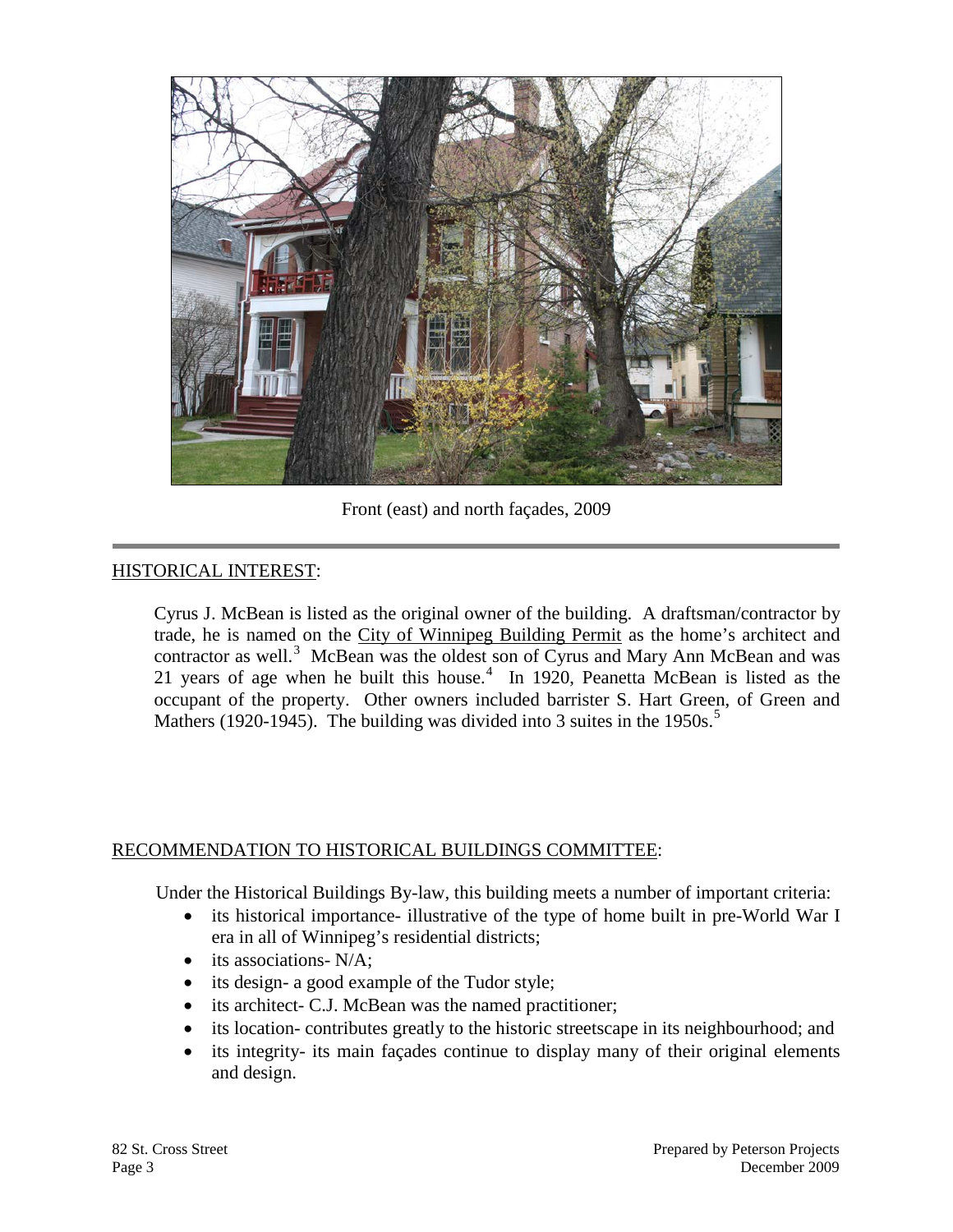Front (east) and north façades, 2009

HISTORICAL INTEREST:

Cyrus J. McBean is listed as the original owner of the building. A draftsman/contractor by trade, he is named on the City of Winnipeg Building Permit as the home's architect and contractor as well.[3] McBean was the oldest son of Cyrus and Mary Ann McBean and was 21 years of age when he built this house.[4] In 1920, Peanetta McBean is listed as the occupant of the property. Other owners included barrister S. Hart Green, of Green and Mathers (1920-1945). The building was divided into 3 suites in the 1950s.[5]

RECOMMENDATION TO HISTORICAL BUILDINGS COMMITTEE:

Under the Historical Buildings By-law, this building meets a number of important criteria:

- its historical importance- illustrative of the type of home built in pre-World War I era in all of Winnipeg's residential districts;
- its associations- N/A;
- its design- a good example of the Tudor style;
- its architect- C.J. McBean was the named practitioner;
- its location- contributes greatly to the historic streetscape in its neighbourhood; and
- its integrity- its main façades continue to display many of their original elements and design.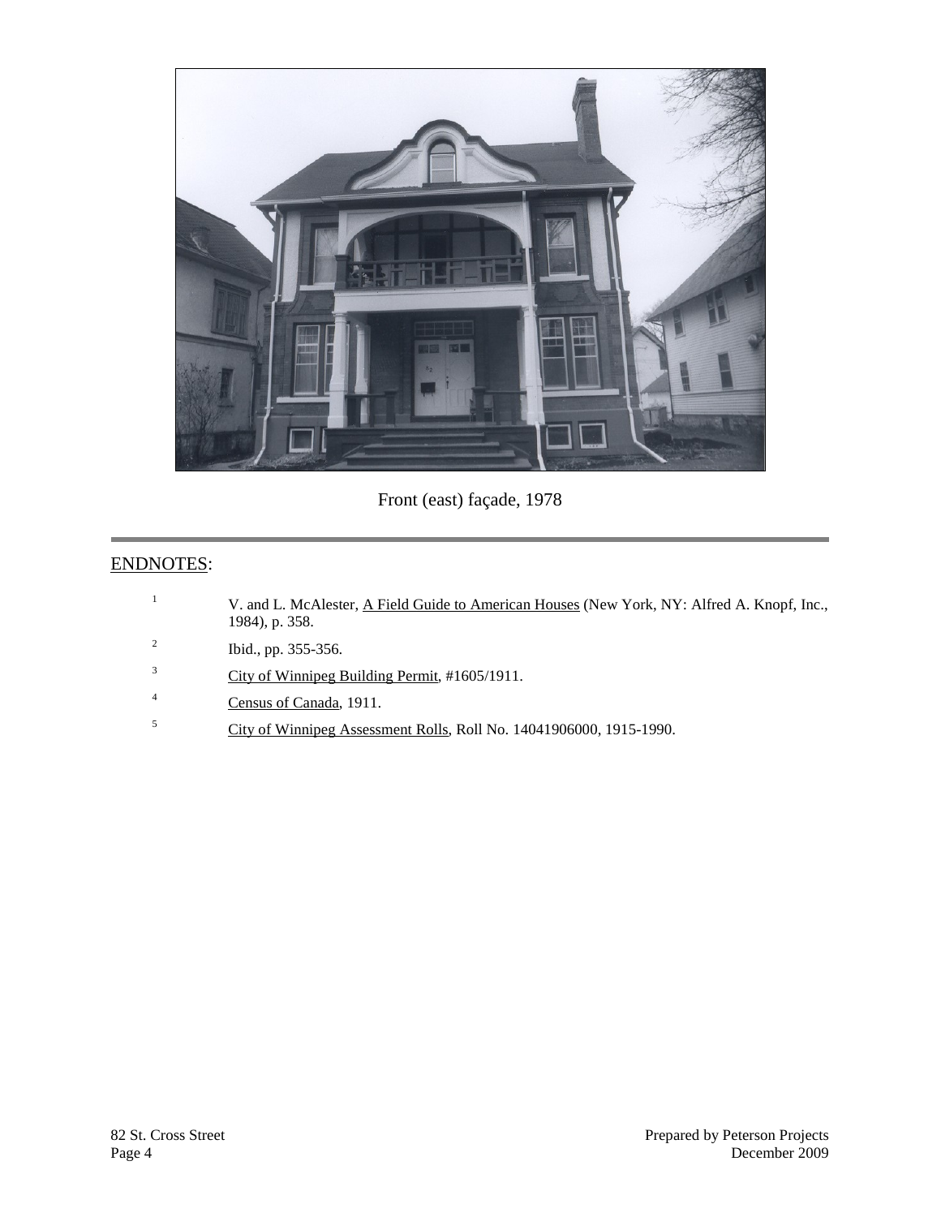Front (east) façade, 1978

---

ENDNOTES:

1. V. and L. McAlester, A Field Guide to American Houses (New York, NY: Alfred A. Knopf, Inc., 1984), p. 358.
2. Ibid., pp. 355-356.
3. City of Winnipeg Building Permit, #1605/1911.
4. Census of Canada, 1911.
5. City of Winnipeg Assessment Rolls, Roll No. 14041906000, 1915-1990.